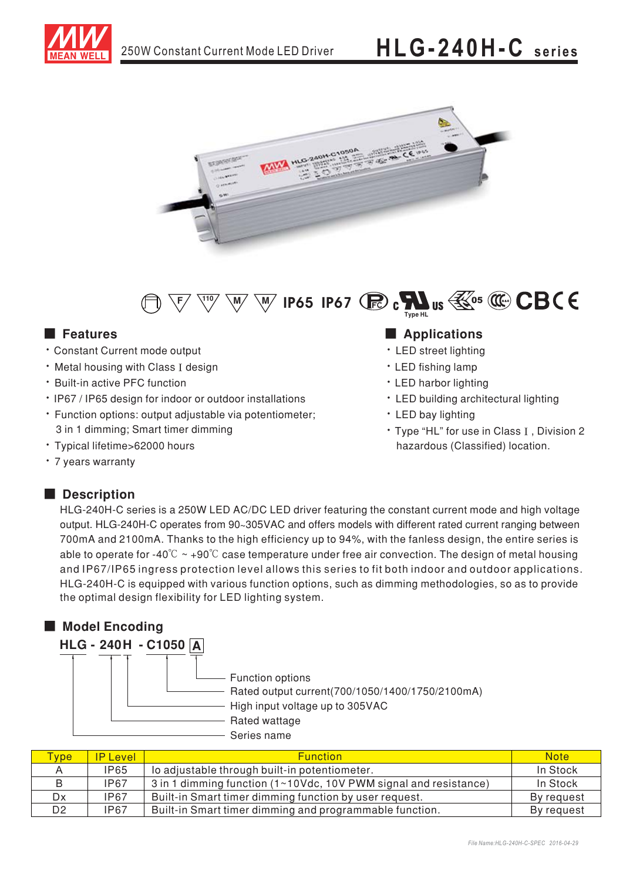# HLG-240H-C series

250W Constant Current Mode LED Driver

IP65 IP67

## Features

- Constant Current mode output
- Metal housing with Class I design
- Built-in active PFC function
- IP67 / IP65 design for indoor or outdoor installations
- Function options: output adjustable via potentiometer; 3 in 1 dimming; Smart timer dimming
- Typical lifetime>62000 hours
- 7 years warranty

## Applications

- LED street lighting
- LED fishing lamp
- LED harbor lighting
- LED building architectural lighting
- LED bay lighting
- Type "HL" for use in Class I, Division 2 hazardous (Classified) location.

## Description

HLG-240H-C series is a 250W LED AC/DC LED driver featuring the constant current mode and high voltage output. HLG-240H-C operates from 90~305VAC and offers models with different rated current ranging between 700mA and 2100mA. Thanks to the high efficiency up to 94%, with the fanless design, the entire series is able to operate for -40℃ ~ +90℃ case temperature under free air convection. The design of metal housing and IP67/IP65 ingress protection level allows this series to fit both indoor and outdoor applications. HLG-240H-C is equipped with various function options, such as dimming methodologies, so as to provide the optimal design flexibility for LED lighting system.

## Model Encoding

**HLG - 240H - C1050 A**

- A: Function options
- C1050: Rated output current(700/1050/1400/1750/2100mA)
- H: High input voltage up to 305VAC
- 240: Rated wattage
- HLG: Series name

| Type | IP Level | Function | Note |
|---|---|---|---|
| A | IP65 | Io adjustable through built-in potentiometer. | In Stock |
| B | IP67 | 3 in 1 dimming function (1~10Vdc, 10V PWM signal and resistance) | In Stock |
| Dx | IP67 | Built-in Smart timer dimming function by user request. | By request |
| D2 | IP67 | Built-in Smart timer dimming and programmable function. | By request |

File Name:HLG-240H-C-SPEC 2016-04-29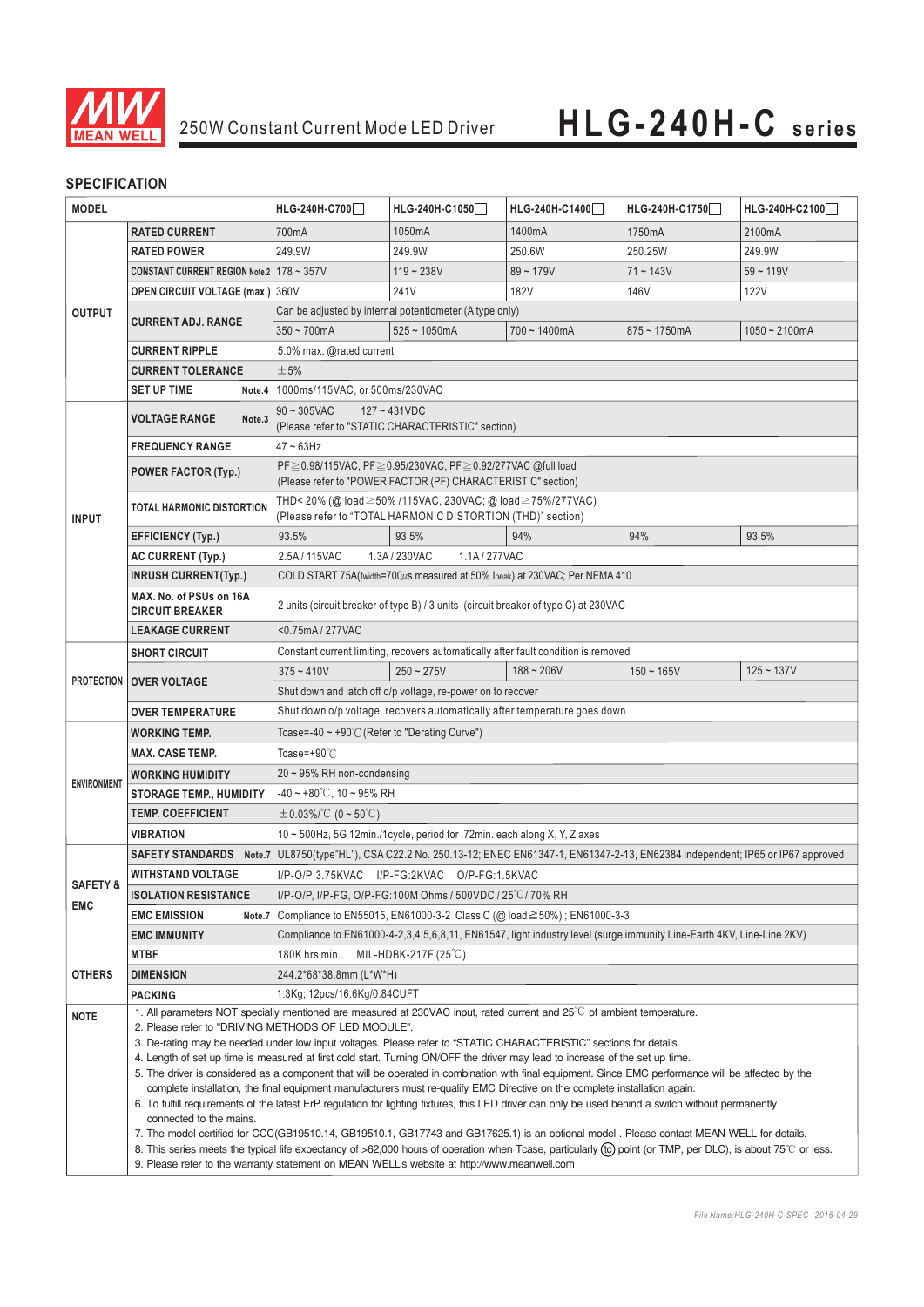# 250W Constant Current Mode LED Driver — HLG-240H-C series

## SPECIFICATION

| MODEL | | HLG-240H-C700□ | HLG-240H-C1050□ | HLG-240H-C1400□ | HLG-240H-C1750□ | HLG-240H-C2100□ |
|---|---|---|---|---|---|---|
| OUTPUT | RATED CURRENT | 700mA | 1050mA | 1400mA | 1750mA | 2100mA |
| | RATED POWER | 249.9W | 249.9W | 250.6W | 250.25W | 249.9W |
| | CONSTANT CURRENT REGION Note.2 | 178 ~ 357V | 119 ~ 238V | 89 ~ 179V | 71 ~ 143V | 59 ~ 119V |
| | OPEN CIRCUIT VOLTAGE (max.) | 360V | 241V | 182V | 146V | 122V |
| | CURRENT ADJ. RANGE | Can be adjusted by internal potentiometer (A type only) | | | | |
| | | 350 ~ 700mA | 525 ~ 1050mA | 700 ~ 1400mA | 875 ~ 1750mA | 1050 ~ 2100mA |
| | CURRENT RIPPLE | 5.0% max. @rated current | | | | |
| | CURRENT TOLERANCE | ±5% | | | | |
| | SET UP TIME Note.4 | 1000ms/115VAC, or 500ms/230VAC | | | | |
| INPUT | VOLTAGE RANGE Note.3 | 90 ~ 305VAC 127 ~ 431VDC (Please refer to "STATIC CHARACTERISTIC" section) | | | | |
| | FREQUENCY RANGE | 47 ~ 63Hz | | | | |
| | POWER FACTOR (Typ.) | PF≧0.98/115VAC, PF≧0.95/230VAC, PF≧0.92/277VAC @full load (Please refer to "POWER FACTOR (PF) CHARACTERISTIC" section) | | | | |
| | TOTAL HARMONIC DISTORTION | THD< 20% (@ load≧50% /115VAC, 230VAC; @ load≧75%/277VAC) (Please refer to "TOTAL HARMONIC DISTORTION (THD)" section) | | | | |
| | EFFICIENCY (Typ.) | 93.5% | 93.5% | 94% | 94% | 93.5% |
| | AC CURRENT (Typ.) | 2.5A / 115VAC 1.3A / 230VAC 1.1A / 277VAC | | | | |
| | INRUSH CURRENT(Typ.) | COLD START 75A(twidth=700μs measured at 50% Ipeak) at 230VAC; Per NEMA 410 | | | | |
| | MAX. No. of PSUs on 16A CIRCUIT BREAKER | 2 units (circuit breaker of type B) / 3 units (circuit breaker of type C) at 230VAC | | | | |
| | LEAKAGE CURRENT | <0.75mA / 277VAC | | | | |
| PROTECTION | SHORT CIRCUIT | Constant current limiting, recovers automatically after fault condition is removed | | | | |
| | OVER VOLTAGE | 375 ~ 410V | 250 ~ 275V | 188 ~ 206V | 150 ~ 165V | 125 ~ 137V |
| | | Shut down and latch off o/p voltage, re-power on to recover | | | | |
| | OVER TEMPERATURE | Shut down o/p voltage, recovers automatically after temperature goes down | | | | |
| ENVIRONMENT | WORKING TEMP. | Tcase=-40 ~ +90℃ (Refer to "Derating Curve") | | | | |
| | MAX. CASE TEMP. | Tcase=+90℃ | | | | |
| | WORKING HUMIDITY | 20 ~ 95% RH non-condensing | | | | |
| | STORAGE TEMP., HUMIDITY | -40 ~ +80℃, 10 ~ 95% RH | | | | |
| | TEMP. COEFFICIENT | ±0.03%/℃ (0 ~ 50℃) | | | | |
| | VIBRATION | 10 ~ 500Hz, 5G 12min./1cycle, period for 72min. each along X, Y, Z axes | | | | |
| SAFETY & EMC | SAFETY STANDARDS Note.7 | UL8750(type"HL"), CSA C22.2 No. 250.13-12; ENEC EN61347-1, EN61347-2-13, EN62384 independent; IP65 or IP67 approved | | | | |
| | WITHSTAND VOLTAGE | I/P-O/P:3.75KVAC I/P-FG:2KVAC O/P-FG:1.5KVAC | | | | |
| | ISOLATION RESISTANCE | I/P-O/P, I/P-FG, O/P-FG:100M Ohms / 500VDC / 25℃/ 70% RH | | | | |
| | EMC EMISSION Note.7 | Compliance to EN55015, EN61000-3-2 Class C (@ load≧50%) ; EN61000-3-3 | | | | |
| | EMC IMMUNITY | Compliance to EN61000-4-2,3,4,5,6,8,11, EN61547, light industry level (surge immunity Line-Earth 4KV, Line-Line 2KV) | | | | |
| OTHERS | MTBF | 180K hrs min. MIL-HDBK-217F (25℃) | | | | |
| | DIMENSION | 244.2*68*38.8mm (L*W*H) | | | | |
| | PACKING | 1.3Kg; 12pcs/16.6Kg/0.84CUFT | | | | |

**NOTE**

1. All parameters NOT specially mentioned are measured at 230VAC input, rated current and 25℃ of ambient temperature.
2. Please refer to "DRIVING METHODS OF LED MODULE".
3. De-rating may be needed under low input voltages. Please refer to "STATIC CHARACTERISTIC" sections for details.
4. Length of set up time is measured at first cold start. Turning ON/OFF the driver may lead to increase of the set up time.
5. The driver is considered as a component that will be operated in combination with final equipment. Since EMC performance will be affected by the complete installation, the final equipment manufacturers must re-qualify EMC Directive on the complete installation again.
6. To fulfill requirements of the latest ErP regulation for lighting fixtures, this LED driver can only be used behind a switch without permanently connected to the mains.
7. The model certified for CCC(GB19510.14, GB19510.1, GB17743 and GB17625.1) is an optional model . Please contact MEAN WELL for details.
8. This series meets the typical life expectancy of >62,000 hours of operation when Tcase, particularly (tc) point (or TMP, per DLC), is about 75℃ or less.
9. Please refer to the warranty statement on MEAN WELL's website at http://www.meanwell.com

File Name:HLG-240H-C-SPEC 2016-04-29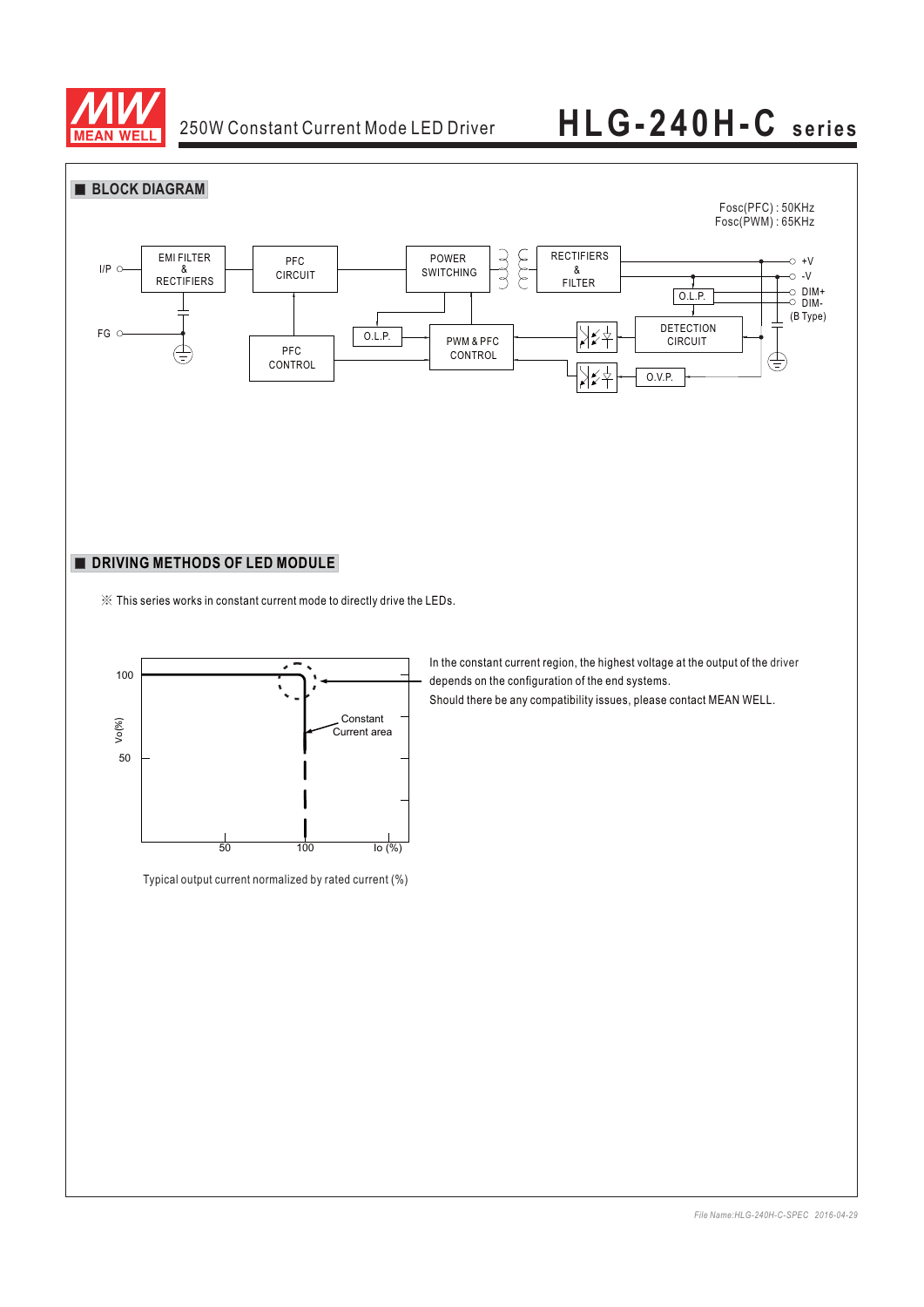## BLOCK DIAGRAM

Fosc(PFC) : 50KHz
Fosc(PWM) : 65KHz

I/P — EMI FILTER & RECTIFIERS — PFC CIRCUIT — POWER SWITCHING — RECTIFIERS & FILTER — +V, -V

FG

PFC CONTROL

O.L.P.

PWM & PFC CONTROL

O.L.P.

DETECTION CIRCUIT

O.V.P.

DIM+
DIM-
(B Type)

## DRIVING METHODS OF LED MODULE

※ This series works in constant current mode to directly drive the LEDs.

Vo(%): 100, 50

Io (%): 50, 100

Constant Current area

In the constant current region, the highest voltage at the output of the driver depends on the configuration of the end systems.

Should there be any compatibility issues, please contact MEAN WELL.

Typical output current normalized by rated current (%)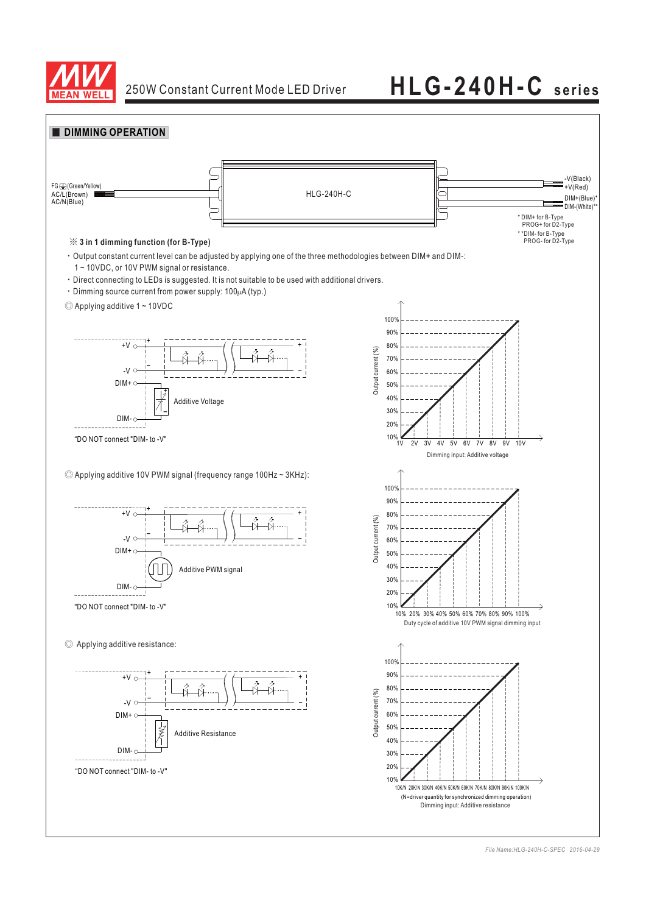## DIMMING OPERATION

FG⏚(Green/Yellow)
AC/L(Brown)
AC/N(Blue)

HLG-240H-C

-V(Black)
+V(Red)
DIM+(Blue)*
DIM-(White)**

\* DIM+ for B-Type
PROG+ for D2-Type

\*\*DIM- for B-Type
PROG- for D2-Type

**※ 3 in 1 dimming function (for B-Type)**

- Output constant current level can be adjusted by applying one of the three methodologies between DIM+ and DIM-: 1 ~ 10VDC, or 10V PWM signal or resistance.
- Direct connecting to LEDs is suggested. It is not suitable to be used with additional drivers.
- Dimming source current from power supply: 100μA (typ.)

◎ Applying additive 1 ~ 10VDC

+V, -V, DIM+, DIM-, Additive Voltage

"DO NOT connect "DIM- to -V"

Output current (%): 10%–100%
Dimming input: Additive voltage (1V 2V 3V 4V 5V 6V 7V 8V 9V 10V)

◎ Applying additive 10V PWM signal (frequency range 100Hz ~ 3KHz):

+V, -V, DIM+, DIM-, Additive PWM signal

"DO NOT connect "DIM- to -V"

Output current (%): 10%–100%
Duty cycle of additive 10V PWM signal dimming input (10% 20% 30% 40% 50% 60% 70% 80% 90% 100%)

◎ Applying additive resistance:

+V, -V, DIM+, DIM-, Additive Resistance

"DO NOT connect "DIM- to -V"

Output current (%): 10%–100%
10K/N 20K/N 30K/N 40K/N 50K/N 60K/N 70K/N 80K/N 90K/N 100K/N
(N=driver quantity for synchronized dimming operation)
Dimming input: Additive resistance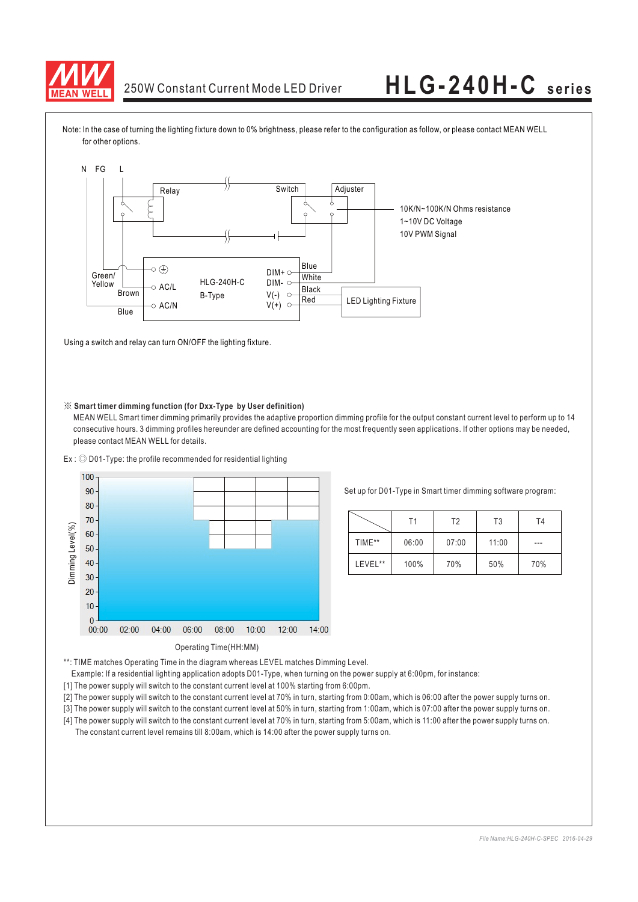Note: In the case of turning the lighting fixture down to 0% brightness, please refer to the configuration as follow, or please contact MEAN WELL for other options.

N FG L

Relay

Switch

Adjuster

10K/N~100K/N Ohms resistance
1~10V DC Voltage
10V PWM Signal

Green/ Yellow

Brown

Blue

AC/L

AC/N

HLG-240H-C
B-Type

DIM+
DIM-
V(-)
V(+)

Blue
White
Black
Red

LED Lighting Fixture

Using a switch and relay can turn ON/OFF the lighting fixture.

※ **Smart timer dimming function (for Dxx-Type by User definition)**

MEAN WELL Smart timer dimming primarily provides the adaptive proportion dimming profile for the output constant current level to perform up to 14 consecutive hours. 3 dimming profiles hereunder are defined accounting for the most frequently seen applications. If other options may be needed, please contact MEAN WELL for details.

Ex : ◎ D01-Type: the profile recommended for residential lighting

Dimming Level(%): 0, 10, 20, 30, 40, 50, 60, 70, 80, 90, 100

Operating Time(HH:MM): 00:00, 02:00, 04:00, 06:00, 08:00, 10:00, 12:00, 14:00

Set up for D01-Type in Smart timer dimming software program:

| | T1 | T2 | T3 | T4 |
|---|---|---|---|---|
| TIME** | 06:00 | 07:00 | 11:00 | --- |
| LEVEL** | 100% | 70% | 50% | 70% |

**: TIME matches Operating Time in the diagram whereas LEVEL matches Dimming Level.

Example: If a residential lighting application adopts D01-Type, when turning on the power supply at 6:00pm, for instance:

[1] The power supply will switch to the constant current level at 100% starting from 6:00pm.

[2] The power supply will switch to the constant current level at 70% in turn, starting from 0:00am, which is 06:00 after the power supply turns on.

[3] The power supply will switch to the constant current level at 50% in turn, starting from 1:00am, which is 07:00 after the power supply turns on.

[4] The power supply will switch to the constant current level at 70% in turn, starting from 5:00am, which is 11:00 after the power supply turns on. The constant current level remains till 8:00am, which is 14:00 after the power supply turns on.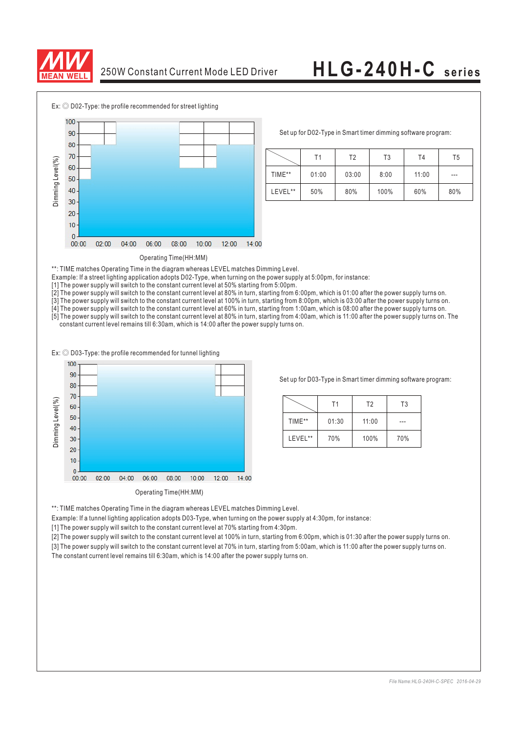Ex: ◎ D02-Type: the profile recommended for street lighting

Set up for D02-Type in Smart timer dimming software program:

| | T1 | T2 | T3 | T4 | T5 |
|---|---|---|---|---|---|
| TIME** | 01:00 | 03:00 | 8:00 | 11:00 | --- |
| LEVEL** | 50% | 80% | 100% | 60% | 80% |

**: TIME matches Operating Time in the diagram whereas LEVEL matches Dimming Level.

Example: If a street lighting application adopts D02-Type, when turning on the power supply at 5:00pm, for instance:

[1] The power supply will switch to the constant current level at 50% starting from 5:00pm.

[2] The power supply will switch to the constant current level at 80% in turn, starting from 6:00pm, which is 01:00 after the power supply turns on.

[3] The power supply will switch to the constant current level at 100% in turn, starting from 8:00pm, which is 03:00 after the power supply turns on.

[4] The power supply will switch to the constant current level at 60% in turn, starting from 1:00am, which is 08:00 after the power supply turns on.

[5] The power supply will switch to the constant current level at 80% in turn, starting from 4:00am, which is 11:00 after the power supply turns on. The constant current level remains till 6:30am, which is 14:00 after the power supply turns on.

Ex: ◎ D03-Type: the profile recommended for tunnel lighting

Set up for D03-Type in Smart timer dimming software program:

| | T1 | T2 | T3 |
|---|---|---|---|
| TIME** | 01:30 | 11:00 | --- |
| LEVEL** | 70% | 100% | 70% |

**: TIME matches Operating Time in the diagram whereas LEVEL matches Dimming Level.

Example: If a tunnel lighting application adopts D03-Type, when turning on the power supply at 4:30pm, for instance:

[1] The power supply will switch to the constant current level at 70% starting from 4:30pm.

[2] The power supply will switch to the constant current level at 100% in turn, starting from 6:00pm, which is 01:30 after the power supply turns on.

[3] The power supply will switch to the constant current level at 70% in turn, starting from 5:00am, which is 11:00 after the power supply turns on.

The constant current level remains till 6:30am, which is 14:00 after the power supply turns on.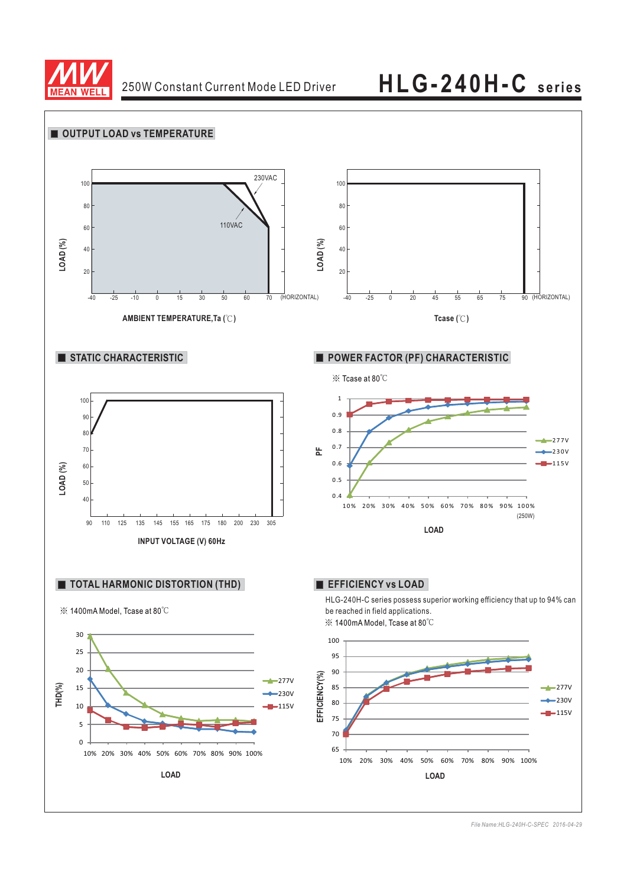## OUTPUT LOAD vs TEMPERATURE

LOAD (%)

100, 80, 60, 40, 20

-40 -25 -10 0 15 30 50 60 70 (HORIZONTAL)

230VAC

110VAC

AMBIENT TEMPERATURE,Ta (℃)

LOAD (%)

100, 80, 60, 40, 20

-40 -25 0 20 45 55 65 75 90 (HORIZONTAL)

Tcase (℃)

## STATIC CHARACTERISTIC

LOAD (%)

100, 90, 80, 70, 60, 50, 40

90 110 125 135 145 155 165 175 180 200 230 305

INPUT VOLTAGE (V) 60Hz

## POWER FACTOR (PF) CHARACTERISTIC

※ Tcase at 80℃

PF

1, 0.9, 0.8, 0.7, 0.6, 0.5, 0.4

10% 20% 30% 40% 50% 60% 70% 80% 90% 100% (250W)

LOAD

277V, 230V, 115V

## TOTAL HARMONIC DISTORTION (THD)

※ 1400mA Model, Tcase at 80℃

THD(%)

30, 25, 20, 15, 10, 5, 0

10% 20% 30% 40% 50% 60% 70% 80% 90% 100%

LOAD

277V, 230V, 115V

## EFFICIENCY vs LOAD

HLG-240H-C series possess superior working efficiency that up to 94% can be reached in field applications.

※ 1400mA Model, Tcase at 80℃

EFFICIENCY(%)

100, 95, 90, 85, 80, 75, 70, 65

10% 20% 30% 40% 50% 60% 70% 80% 90% 100%

LOAD

277V, 230V, 115V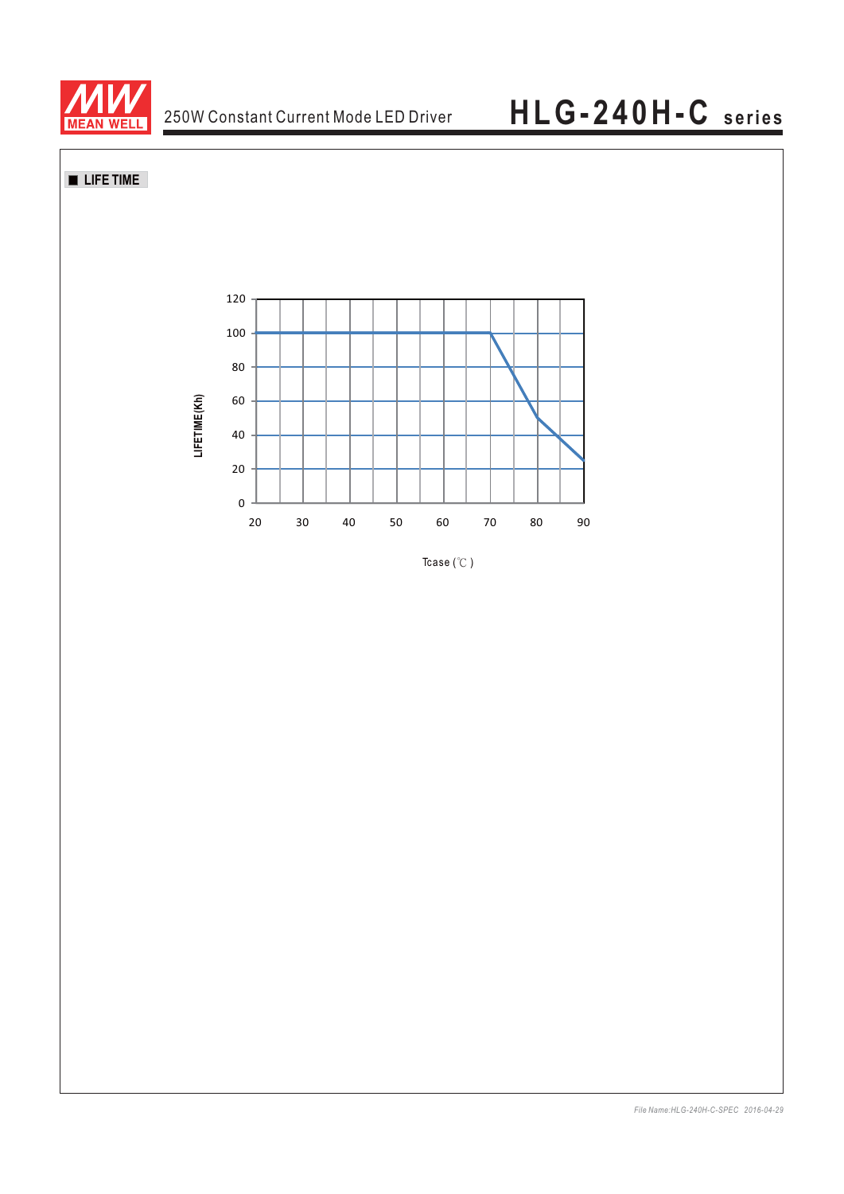## ■ LIFE TIME

LIFETIME(Kh)

120
100
80
60
40
20
0

20 30 40 50 60 70 80 90

Tcase (℃)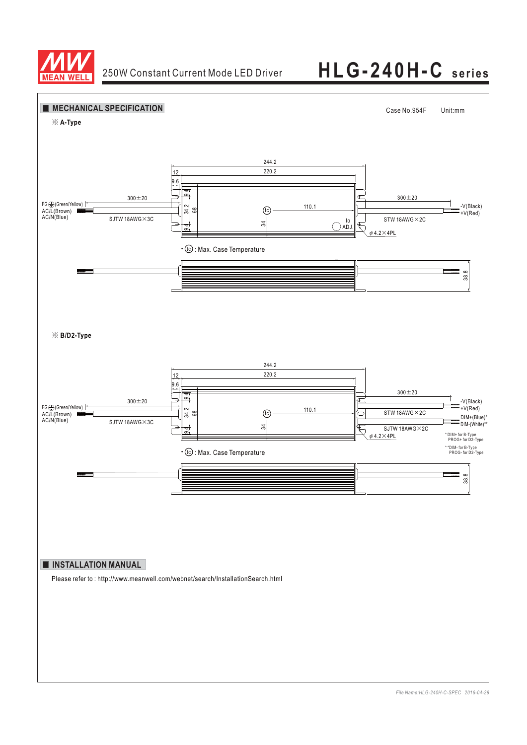## MECHANICAL SPECIFICATION

Case No.954F Unit:mm

※ A-Type

244.2

12

220.2

9.6

9.4

34.2

68

9.4

300±20

FG⏚(Green/Yellow)

AC/L(Brown)

AC/N(Blue)

SJTW 18AWG×3C

tc

110.1

34

Io ADJ.

300±20

-V(Black)

+V(Red)

STW 18AWG×2C

ϕ4.2×4PL

• tc : Max. Case Temperature

38.8

※ B/D2-Type

244.2

12

220.2

9.6

9.4

34.2

68

9.4

300±20

FG⏚(Green/Yellow)

AC/L(Brown)

AC/N(Blue)

SJTW 18AWG×3C

tc

110.1

34

300±20

-V(Black)

+V(Red)

STW 18AWG×2C

DIM+(Blue)*

DIM-(White)**

SJTW 18AWG×2C

ϕ4.2×4PL

* DIM+ for B-Type PROG+ for D2-Type

** DIM- for B-Type PROG- for D2-Type

• tc : Max. Case Temperature

38.8

## INSTALLATION MANUAL

Please refer to : http://www.meanwell.com/webnet/search/InstallationSearch.html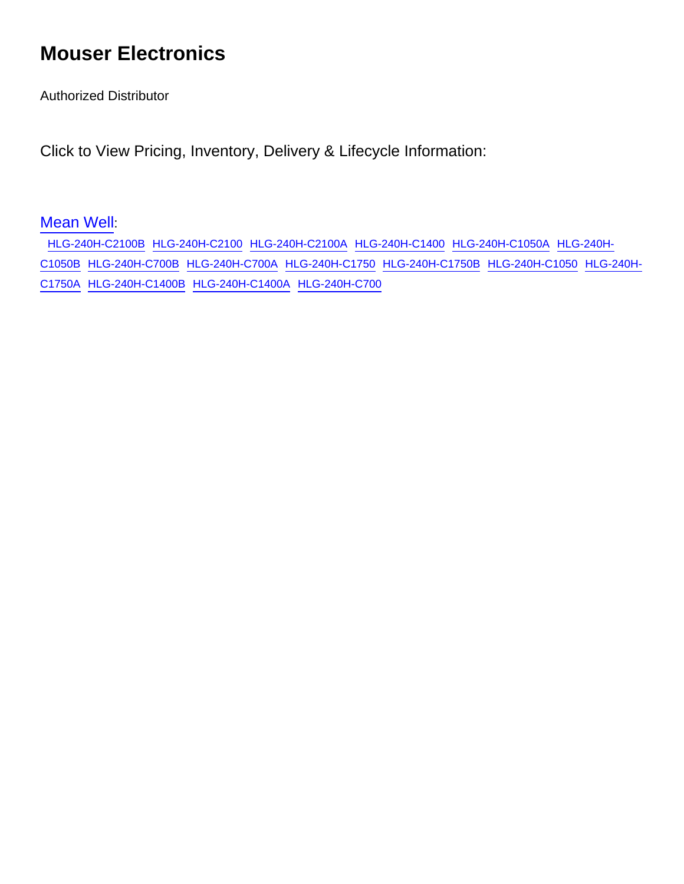# Mouser Electronics

Authorized Distributor

Click to View Pricing, Inventory, Delivery & Lifecycle Information:

Mean Well:

HLG-240H-C2100B HLG-240H-C2100 HLG-240H-C2100A HLG-240H-C1400 HLG-240H-C1050A HLG-240H-C1050B HLG-240H-C700B HLG-240H-C700A HLG-240H-C1750 HLG-240H-C1750B HLG-240H-C1050 HLG-240H-C1750A HLG-240H-C1400B HLG-240H-C1400A HLG-240H-C700